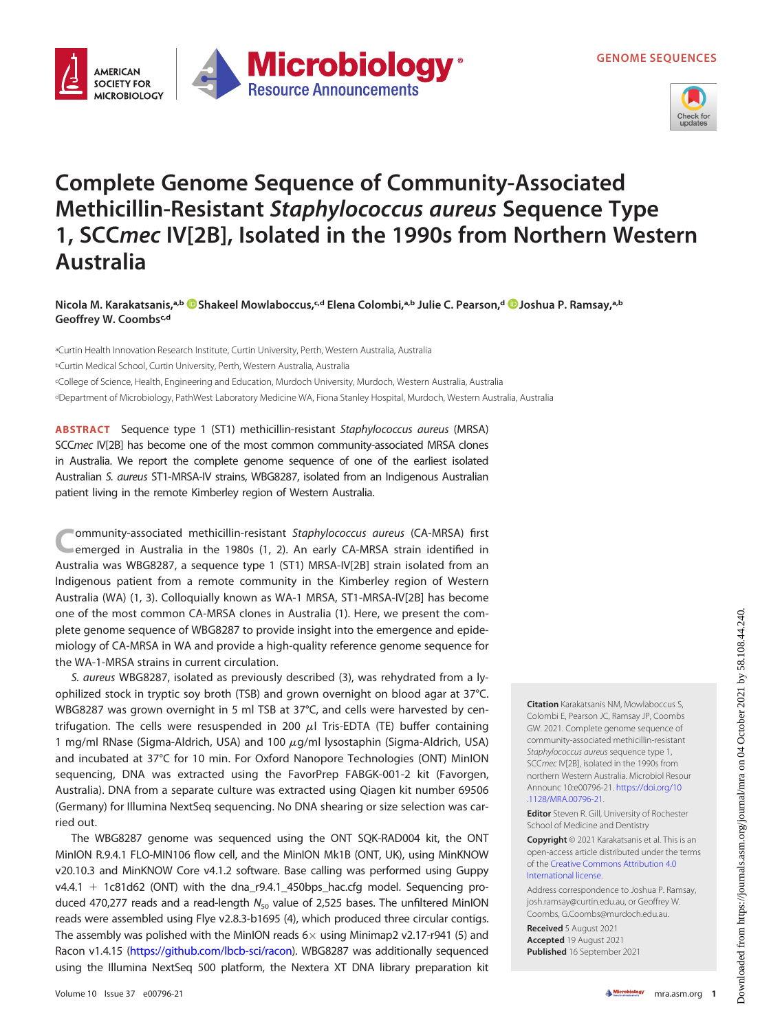GENOME SEQUENCES

# Complete Genome Sequence of Community-Associated Methicillin-Resistant *Staphylococcus aureus* Sequence Type 1, SCC*mec* IV[2B], Isolated in the 1990s from Northern Western Australia

**Nicola M. Karakatsanis,[a,b] Shakeel Mowlaboccus,[c,d] Elena Colombi,[a,b] Julie C. Pearson,[d] Joshua P. Ramsay,[a,b] Geoffrey W. Coombs[c,d]**

[a]Curtin Health Innovation Research Institute, Curtin University, Perth, Western Australia, Australia

[b]Curtin Medical School, Curtin University, Perth, Western Australia, Australia

[c]College of Science, Health, Engineering and Education, Murdoch University, Murdoch, Western Australia, Australia

[d]Department of Microbiology, PathWest Laboratory Medicine WA, Fiona Stanley Hospital, Murdoch, Western Australia, Australia

**ABSTRACT** Sequence type 1 (ST1) methicillin-resistant *Staphylococcus aureus* (MRSA) SCC*mec* IV[2B] has become one of the most common community-associated MRSA clones in Australia. We report the complete genome sequence of one of the earliest isolated Australian *S. aureus* ST1-MRSA-IV strains, WBG8287, isolated from an Indigenous Australian patient living in the remote Kimberley region of Western Australia.

Community-associated methicillin-resistant *Staphylococcus aureus* (CA-MRSA) first emerged in Australia in the 1980s (1, 2). An early CA-MRSA strain identified in Australia was WBG8287, a sequence type 1 (ST1) MRSA-IV[2B] strain isolated from an Indigenous patient from a remote community in the Kimberley region of Western Australia (WA) (1, 3). Colloquially known as WA-1 MRSA, ST1-MRSA-IV[2B] has become one of the most common CA-MRSA clones in Australia (1). Here, we present the complete genome sequence of WBG8287 to provide insight into the emergence and epidemiology of CA-MRSA in WA and provide a high-quality reference genome sequence for the WA-1-MRSA strains in current circulation.

*S. aureus* WBG8287, isolated as previously described (3), was rehydrated from a lyophilized stock in tryptic soy broth (TSB) and grown overnight on blood agar at 37°C. WBG8287 was grown overnight in 5 ml TSB at 37°C, and cells were harvested by centrifugation. The cells were resuspended in 200 $\mu$l Tris-EDTA (TE) buffer containing 1 mg/ml RNase (Sigma-Aldrich, USA) and 100 $\mu$g/ml lysostaphin (Sigma-Aldrich, USA) and incubated at 37°C for 10 min. For Oxford Nanopore Technologies (ONT) MinION sequencing, DNA was extracted using the FavorPrep FABGK-001-2 kit (Favorgen, Australia). DNA from a separate culture was extracted using Qiagen kit number 69506 (Germany) for Illumina NextSeq sequencing. No DNA shearing or size selection was carried out.

The WBG8287 genome was sequenced using the ONT SQK-RAD004 kit, the ONT MinION R.9.4.1 FLO-MIN106 flow cell, and the MinION Mk1B (ONT, UK), using MinKNOW v20.10.3 and MinKNOW Core v4.1.2 software. Base calling was performed using Guppy v4.4.1 + 1c81d62 (ONT) with the dna_r9.4.1_450bps_hac.cfg model. Sequencing produced 470,277 reads and a read-length $N_{50}$ value of 2,525 bases. The unfiltered MinION reads were assembled using Flye v2.8.3-b1695 (4), which produced three circular contigs. The assembly was polished with the MinION reads 6× using Minimap2 v2.17-r941 (5) and Racon v1.4.15 (https://github.com/lbcb-sci/racon). WBG8287 was additionally sequenced using the Illumina NextSeq 500 platform, the Nextera XT DNA library preparation kit

**Citation** Karakatsanis NM, Mowlaboccus S, Colombi E, Pearson JC, Ramsay JP, Coombs GW. 2021. Complete genome sequence of community-associated methicillin-resistant *Staphylococcus aureus* sequence type 1, SCC*mec* IV[2B], isolated in the 1990s from northern Western Australia. Microbiol Resour Announc 10:e00796-21. https://doi.org/10.1128/MRA.00796-21.

**Editor** Steven R. Gill, University of Rochester School of Medicine and Dentistry

**Copyright** © 2021 Karakatsanis et al. This is an open-access article distributed under the terms of the Creative Commons Attribution 4.0 International license.

Address correspondence to Joshua P. Ramsay, josh.ramsay@curtin.edu.au, or Geoffrey W. Coombs, G.Coombs@murdoch.edu.au.

**Received** 5 August 2021
**Accepted** 19 August 2021
**Published** 16 September 2021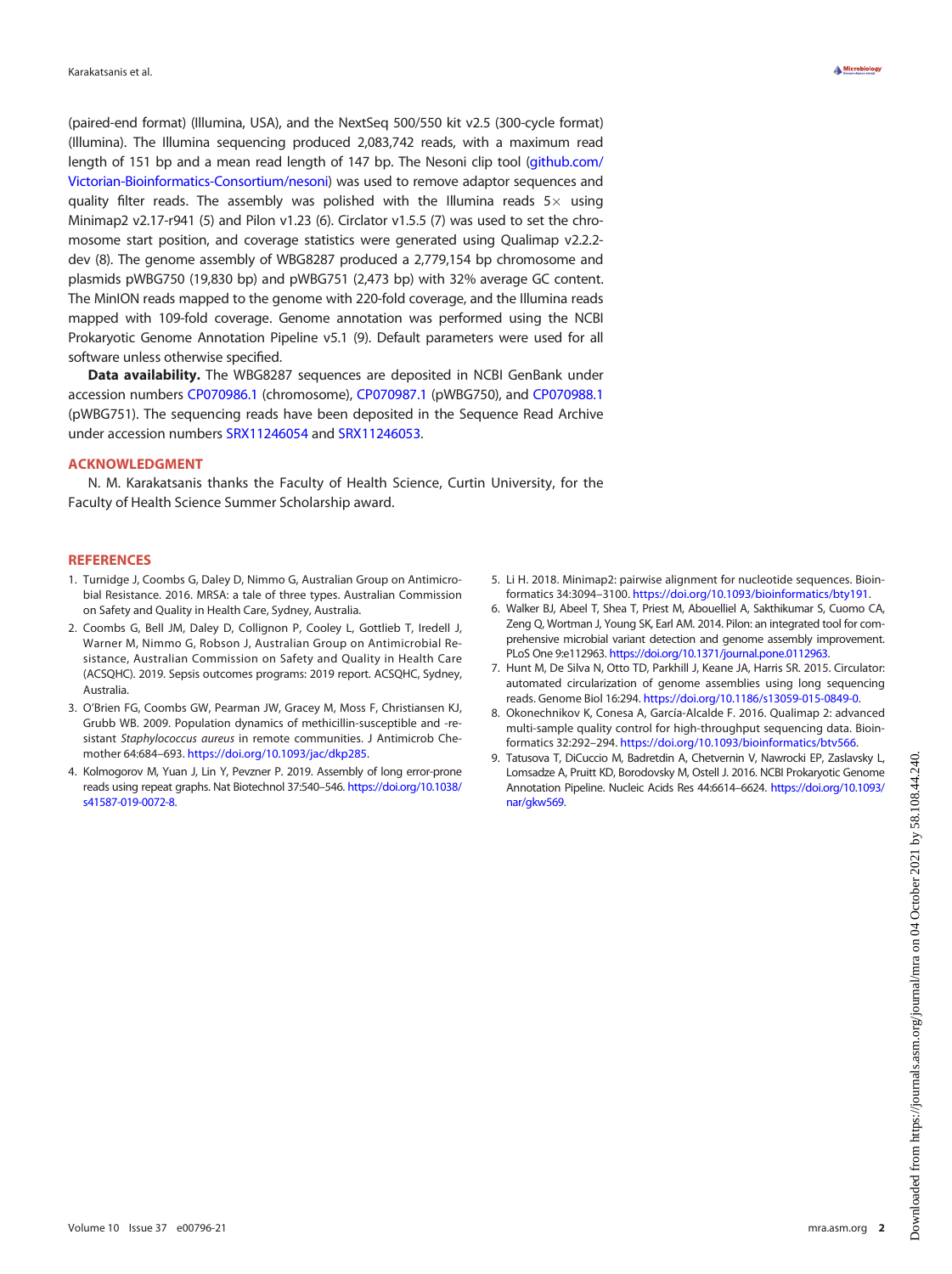(paired-end format) (Illumina, USA), and the NextSeq 500/550 kit v2.5 (300-cycle format) (Illumina). The Illumina sequencing produced 2,083,742 reads, with a maximum read length of 151 bp and a mean read length of 147 bp. The Nesoni clip tool (github.com/Victorian-Bioinformatics-Consortium/nesoni) was used to remove adaptor sequences and quality filter reads. The assembly was polished with the Illumina reads 5× using Minimap2 v2.17-r941 (5) and Pilon v1.23 (6). Circlator v1.5.5 (7) was used to set the chromosome start position, and coverage statistics were generated using Qualimap v2.2.2-dev (8). The genome assembly of WBG8287 produced a 2,779,154 bp chromosome and plasmids pWBG750 (19,830 bp) and pWBG751 (2,473 bp) with 32% average GC content. The MinION reads mapped to the genome with 220-fold coverage, and the Illumina reads mapped with 109-fold coverage. Genome annotation was performed using the NCBI Prokaryotic Genome Annotation Pipeline v5.1 (9). Default parameters were used for all software unless otherwise specified.

**Data availability.** The WBG8287 sequences are deposited in NCBI GenBank under accession numbers CP070986.1 (chromosome), CP070987.1 (pWBG750), and CP070988.1 (pWBG751). The sequencing reads have been deposited in the Sequence Read Archive under accession numbers SRX11246054 and SRX11246053.

## ACKNOWLEDGMENT

N. M. Karakatsanis thanks the Faculty of Health Science, Curtin University, for the Faculty of Health Science Summer Scholarship award.

## REFERENCES

1. Turnidge J, Coombs G, Daley D, Nimmo G, Australian Group on Antimicrobial Resistance. 2016. MRSA: a tale of three types. Australian Commission on Safety and Quality in Health Care, Sydney, Australia.
2. Coombs G, Bell JM, Daley D, Collignon P, Cooley L, Gottlieb T, Iredell J, Warner M, Nimmo G, Robson J, Australian Group on Antimicrobial Resistance, Australian Commission on Safety and Quality in Health Care (ACSQHC). 2019. Sepsis outcomes programs: 2019 report. ACSQHC, Sydney, Australia.
3. O'Brien FG, Coombs GW, Pearman JW, Gracey M, Moss F, Christiansen KJ, Grubb WB. 2009. Population dynamics of methicillin-susceptible and -resistant *Staphylococcus aureus* in remote communities. J Antimicrob Chemother 64:684–693. https://doi.org/10.1093/jac/dkp285.
4. Kolmogorov M, Yuan J, Lin Y, Pevzner P. 2019. Assembly of long error-prone reads using repeat graphs. Nat Biotechnol 37:540–546. https://doi.org/10.1038/s41587-019-0072-8.
5. Li H. 2018. Minimap2: pairwise alignment for nucleotide sequences. Bioinformatics 34:3094–3100. https://doi.org/10.1093/bioinformatics/bty191.
6. Walker BJ, Abeel T, Shea T, Priest M, Abouelliel A, Sakthikumar S, Cuomo CA, Zeng Q, Wortman J, Young SK, Earl AM. 2014. Pilon: an integrated tool for comprehensive microbial variant detection and genome assembly improvement. PLoS One 9:e112963. https://doi.org/10.1371/journal.pone.0112963.
7. Hunt M, De Silva N, Otto TD, Parkhill J, Keane JA, Harris SR. 2015. Circulator: automated circularization of genome assemblies using long sequencing reads. Genome Biol 16:294. https://doi.org/10.1186/s13059-015-0849-0.
8. Okonechnikov K, Conesa A, García-Alcalde F. 2016. Qualimap 2: advanced multi-sample quality control for high-throughput sequencing data. Bioinformatics 32:292–294. https://doi.org/10.1093/bioinformatics/btv566.
9. Tatusova T, DiCuccio M, Badretdin A, Chetvernin V, Nawrocki EP, Zaslavsky L, Lomsadze A, Pruitt KD, Borodovsky M, Ostell J. 2016. NCBI Prokaryotic Genome Annotation Pipeline. Nucleic Acids Res 44:6614–6624. https://doi.org/10.1093/nar/gkw569.